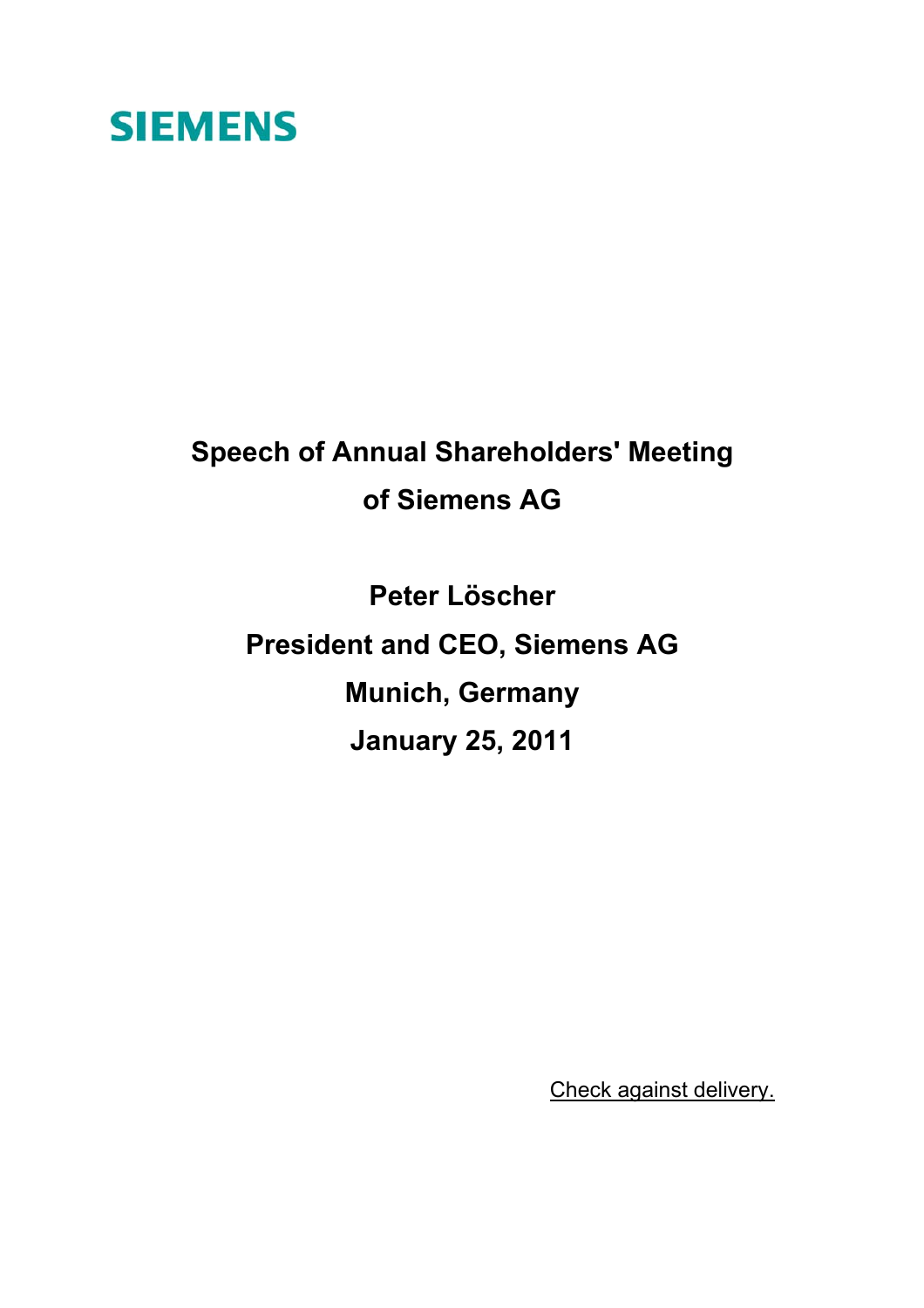SIEMENS

# Speech of Annual Shareholders' Meeting of Siemens AG

**Peter Löscher**

**President and CEO, Siemens AG**

**Munich, Germany**

**January 25, 2011**

Check against delivery.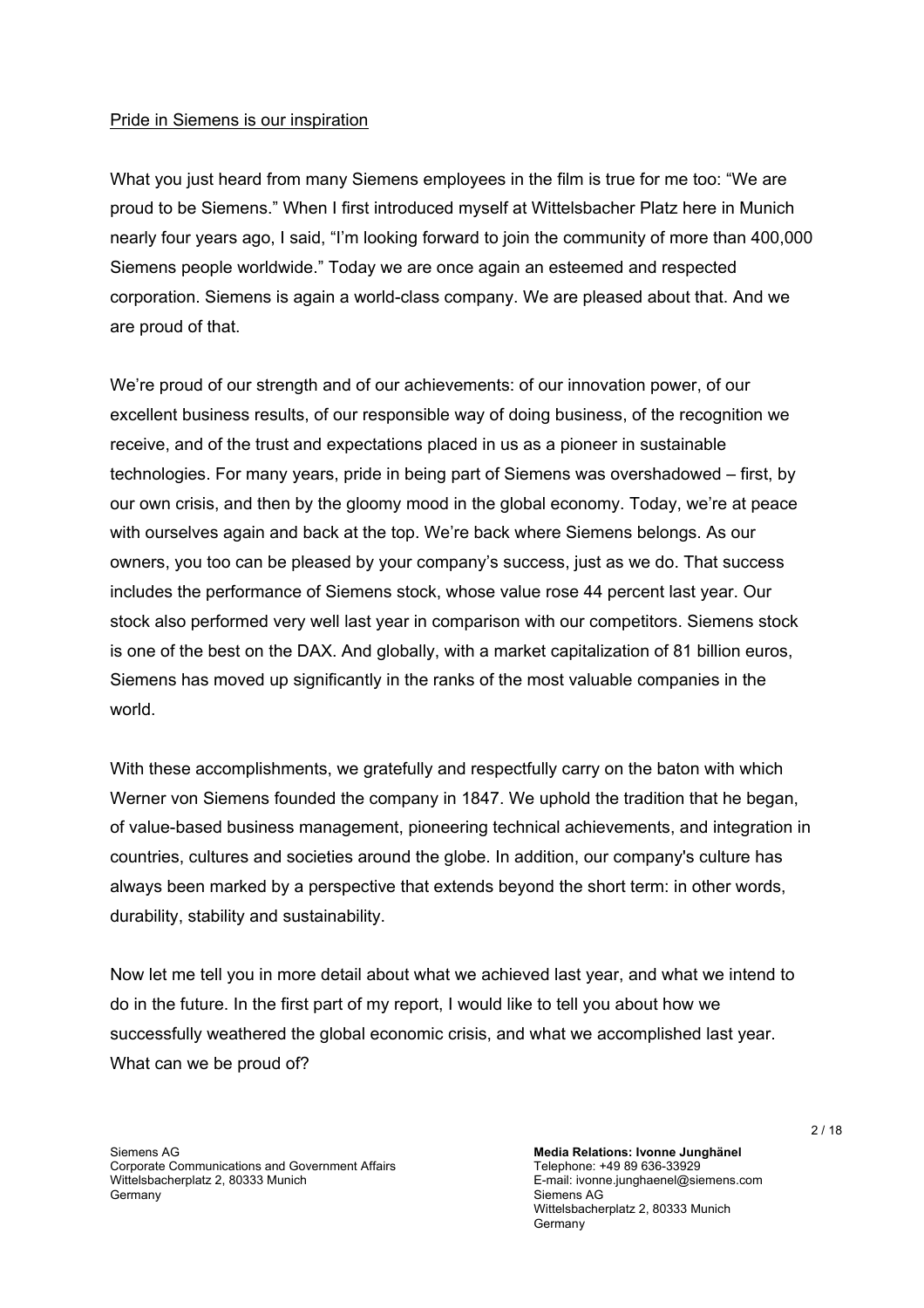Pride in Siemens is our inspiration

What you just heard from many Siemens employees in the film is true for me too: “We are proud to be Siemens.” When I first introduced myself at Wittelsbacher Platz here in Munich nearly four years ago, I said, “I’m looking forward to join the community of more than 400,000 Siemens people worldwide.” Today we are once again an esteemed and respected corporation. Siemens is again a world-class company. We are pleased about that. And we are proud of that.

We’re proud of our strength and of our achievements: of our innovation power, of our excellent business results, of our responsible way of doing business, of the recognition we receive, and of the trust and expectations placed in us as a pioneer in sustainable technologies. For many years, pride in being part of Siemens was overshadowed – first, by our own crisis, and then by the gloomy mood in the global economy. Today, we’re at peace with ourselves again and back at the top. We’re back where Siemens belongs. As our owners, you too can be pleased by your company’s success, just as we do. That success includes the performance of Siemens stock, whose value rose 44 percent last year. Our stock also performed very well last year in comparison with our competitors. Siemens stock is one of the best on the DAX. And globally, with a market capitalization of 81 billion euros, Siemens has moved up significantly in the ranks of the most valuable companies in the world.

With these accomplishments, we gratefully and respectfully carry on the baton with which Werner von Siemens founded the company in 1847. We uphold the tradition that he began, of value-based business management, pioneering technical achievements, and integration in countries, cultures and societies around the globe. In addition, our company's culture has always been marked by a perspective that extends beyond the short term: in other words, durability, stability and sustainability.

Now let me tell you in more detail about what we achieved last year, and what we intend to do in the future. In the first part of my report, I would like to tell you about how we successfully weathered the global economic crisis, and what we accomplished last year. What can we be proud of?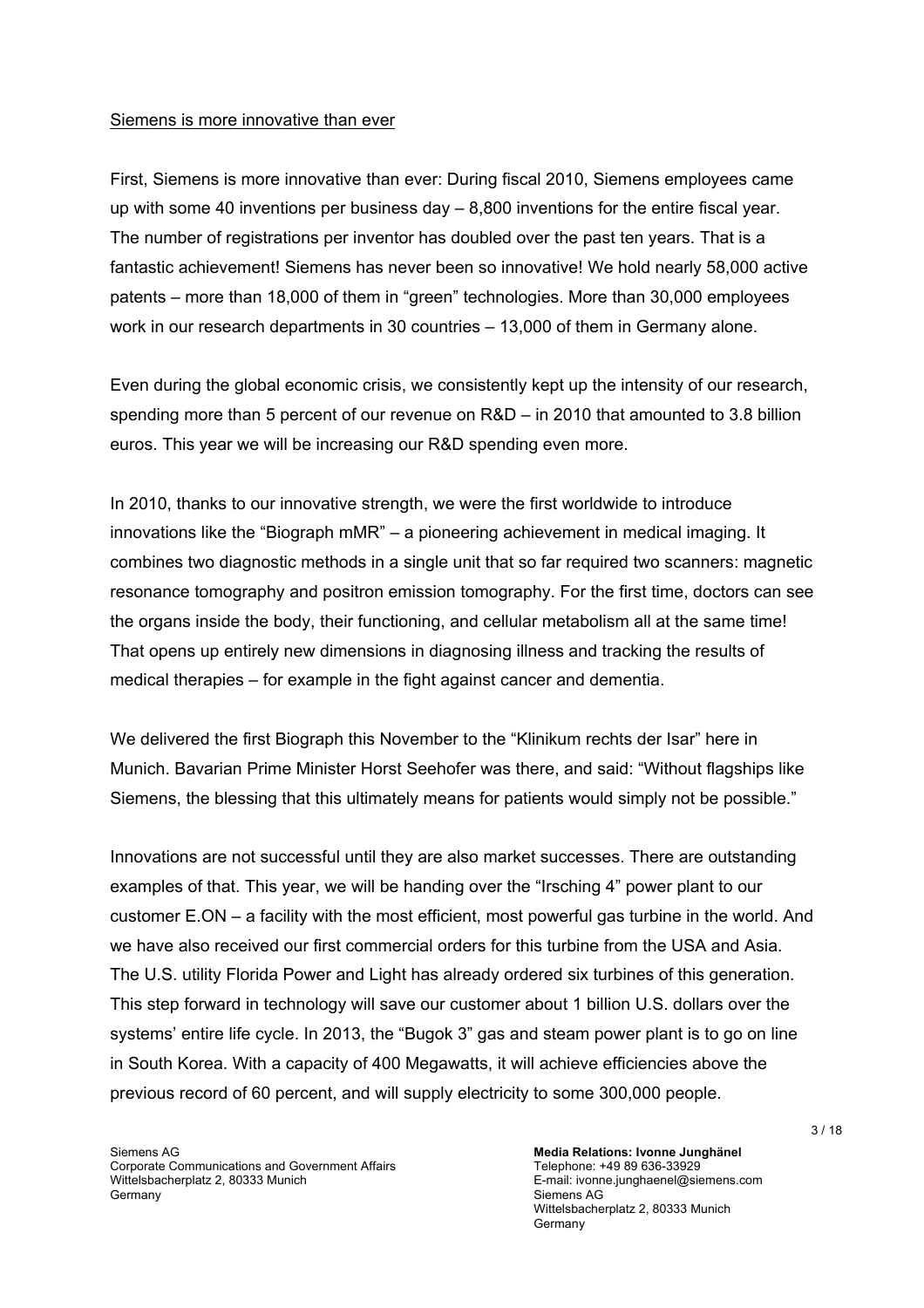Siemens is more innovative than ever

First, Siemens is more innovative than ever: During fiscal 2010, Siemens employees came up with some 40 inventions per business day – 8,800 inventions for the entire fiscal year. The number of registrations per inventor has doubled over the past ten years. That is a fantastic achievement! Siemens has never been so innovative! We hold nearly 58,000 active patents – more than 18,000 of them in "green" technologies. More than 30,000 employees work in our research departments in 30 countries – 13,000 of them in Germany alone.

Even during the global economic crisis, we consistently kept up the intensity of our research, spending more than 5 percent of our revenue on R&D – in 2010 that amounted to 3.8 billion euros. This year we will be increasing our R&D spending even more.

In 2010, thanks to our innovative strength, we were the first worldwide to introduce innovations like the "Biograph mMR" – a pioneering achievement in medical imaging. It combines two diagnostic methods in a single unit that so far required two scanners: magnetic resonance tomography and positron emission tomography. For the first time, doctors can see the organs inside the body, their functioning, and cellular metabolism all at the same time! That opens up entirely new dimensions in diagnosing illness and tracking the results of medical therapies – for example in the fight against cancer and dementia.

We delivered the first Biograph this November to the "Klinikum rechts der Isar" here in Munich. Bavarian Prime Minister Horst Seehofer was there, and said: "Without flagships like Siemens, the blessing that this ultimately means for patients would simply not be possible."

Innovations are not successful until they are also market successes. There are outstanding examples of that. This year, we will be handing over the "Irsching 4" power plant to our customer E.ON – a facility with the most efficient, most powerful gas turbine in the world. And we have also received our first commercial orders for this turbine from the USA and Asia. The U.S. utility Florida Power and Light has already ordered six turbines of this generation. This step forward in technology will save our customer about 1 billion U.S. dollars over the systems' entire life cycle. In 2013, the "Bugok 3" gas and steam power plant is to go on line in South Korea. With a capacity of 400 Megawatts, it will achieve efficiencies above the previous record of 60 percent, and will supply electricity to some 300,000 people.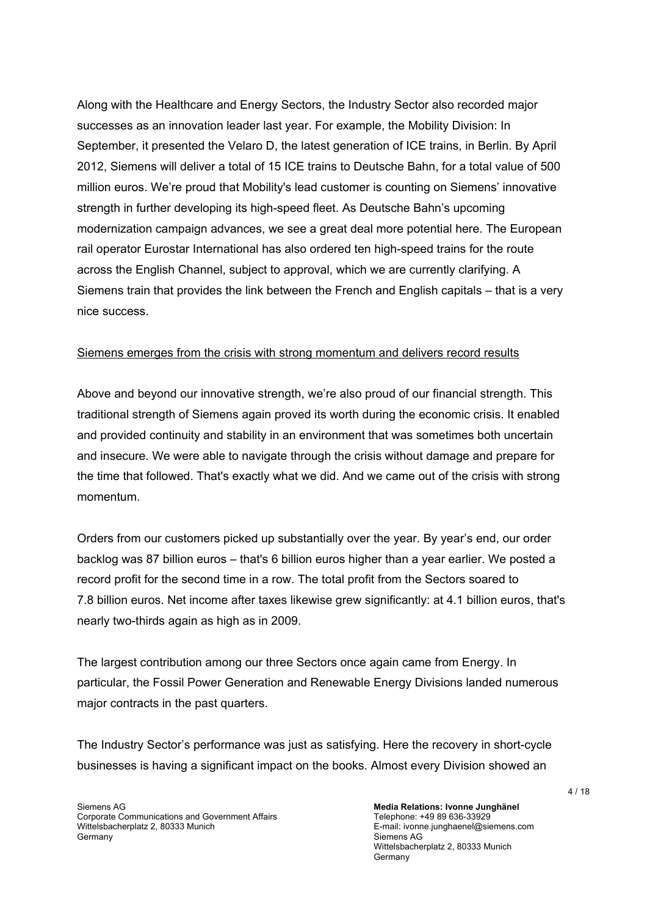Along with the Healthcare and Energy Sectors, the Industry Sector also recorded major successes as an innovation leader last year. For example, the Mobility Division: In September, it presented the Velaro D, the latest generation of ICE trains, in Berlin. By April 2012, Siemens will deliver a total of 15 ICE trains to Deutsche Bahn, for a total value of 500 million euros. We're proud that Mobility's lead customer is counting on Siemens' innovative strength in further developing its high-speed fleet. As Deutsche Bahn's upcoming modernization campaign advances, we see a great deal more potential here. The European rail operator Eurostar International has also ordered ten high-speed trains for the route across the English Channel, subject to approval, which we are currently clarifying. A Siemens train that provides the link between the French and English capitals – that is a very nice success.

<u>Siemens emerges from the crisis with strong momentum and delivers record results</u>

Above and beyond our innovative strength, we're also proud of our financial strength. This traditional strength of Siemens again proved its worth during the economic crisis. It enabled and provided continuity and stability in an environment that was sometimes both uncertain and insecure. We were able to navigate through the crisis without damage and prepare for the time that followed. That's exactly what we did. And we came out of the crisis with strong momentum.

Orders from our customers picked up substantially over the year. By year's end, our order backlog was 87 billion euros – that's 6 billion euros higher than a year earlier. We posted a record profit for the second time in a row. The total profit from the Sectors soared to 7.8 billion euros. Net income after taxes likewise grew significantly: at 4.1 billion euros, that's nearly two-thirds again as high as in 2009.

The largest contribution among our three Sectors once again came from Energy. In particular, the Fossil Power Generation and Renewable Energy Divisions landed numerous major contracts in the past quarters.

The Industry Sector's performance was just as satisfying. Here the recovery in short-cycle businesses is having a significant impact on the books. Almost every Division showed an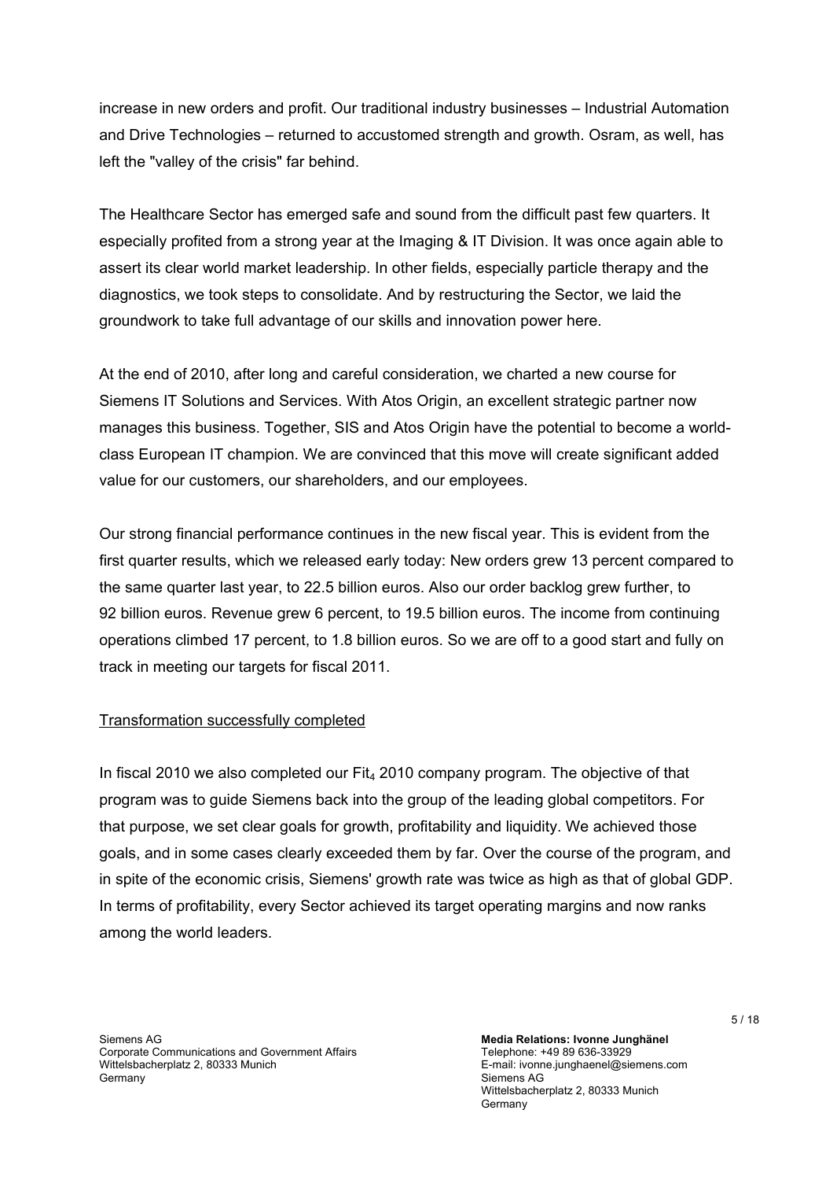increase in new orders and profit. Our traditional industry businesses – Industrial Automation and Drive Technologies – returned to accustomed strength and growth. Osram, as well, has left the "valley of the crisis" far behind.

The Healthcare Sector has emerged safe and sound from the difficult past few quarters. It especially profited from a strong year at the Imaging & IT Division. It was once again able to assert its clear world market leadership. In other fields, especially particle therapy and the diagnostics, we took steps to consolidate. And by restructuring the Sector, we laid the groundwork to take full advantage of our skills and innovation power here.

At the end of 2010, after long and careful consideration, we charted a new course for Siemens IT Solutions and Services. With Atos Origin, an excellent strategic partner now manages this business. Together, SIS and Atos Origin have the potential to become a world-class European IT champion. We are convinced that this move will create significant added value for our customers, our shareholders, and our employees.

Our strong financial performance continues in the new fiscal year. This is evident from the first quarter results, which we released early today: New orders grew 13 percent compared to the same quarter last year, to 22.5 billion euros. Also our order backlog grew further, to 92 billion euros. Revenue grew 6 percent, to 19.5 billion euros. The income from continuing operations climbed 17 percent, to 1.8 billion euros. So we are off to a good start and fully on track in meeting our targets for fiscal 2011.

## Transformation successfully completed

In fiscal 2010 we also completed our $Fit_4$ 2010 company program. The objective of that program was to guide Siemens back into the group of the leading global competitors. For that purpose, we set clear goals for growth, profitability and liquidity. We achieved those goals, and in some cases clearly exceeded them by far. Over the course of the program, and in spite of the economic crisis, Siemens' growth rate was twice as high as that of global GDP. In terms of profitability, every Sector achieved its target operating margins and now ranks among the world leaders.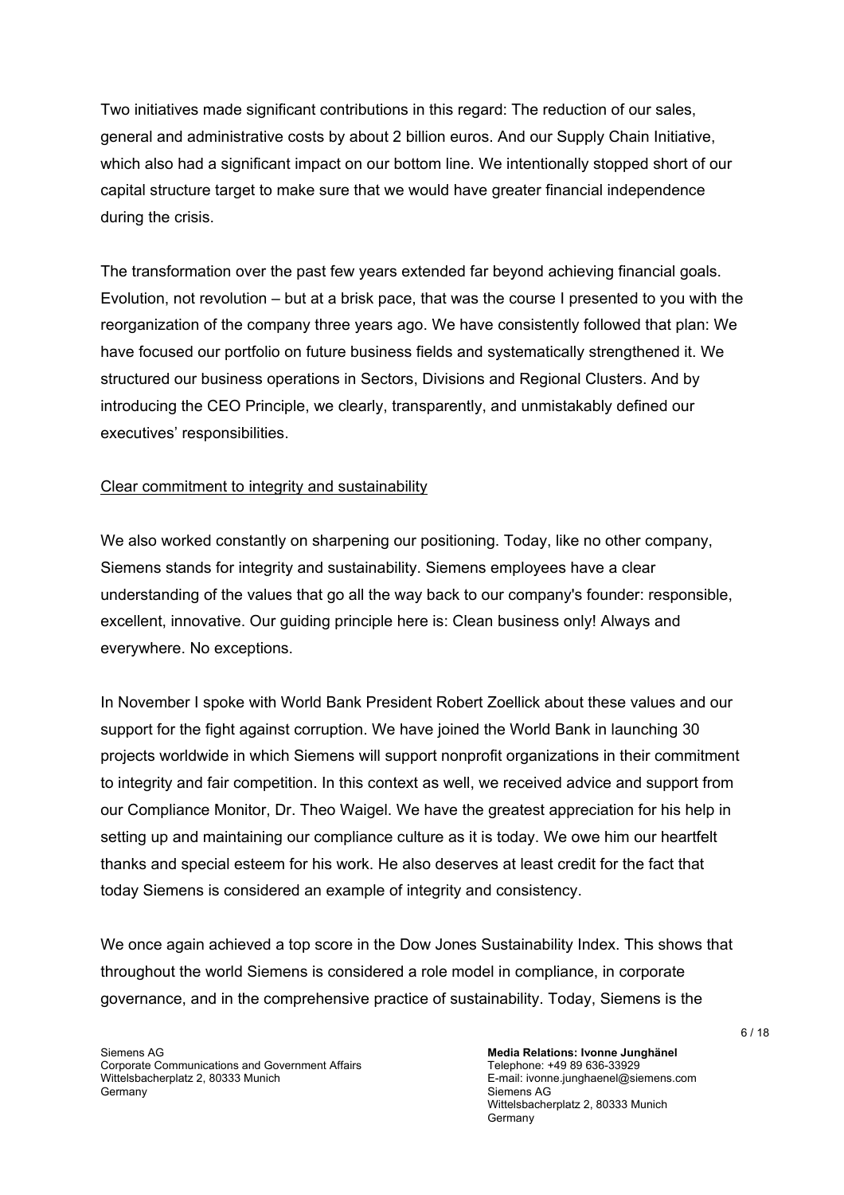Two initiatives made significant contributions in this regard: The reduction of our sales, general and administrative costs by about 2 billion euros. And our Supply Chain Initiative, which also had a significant impact on our bottom line. We intentionally stopped short of our capital structure target to make sure that we would have greater financial independence during the crisis.

The transformation over the past few years extended far beyond achieving financial goals. Evolution, not revolution – but at a brisk pace, that was the course I presented to you with the reorganization of the company three years ago. We have consistently followed that plan: We have focused our portfolio on future business fields and systematically strengthened it. We structured our business operations in Sectors, Divisions and Regional Clusters. And by introducing the CEO Principle, we clearly, transparently, and unmistakably defined our executives' responsibilities.

## Clear commitment to integrity and sustainability

We also worked constantly on sharpening our positioning. Today, like no other company, Siemens stands for integrity and sustainability. Siemens employees have a clear understanding of the values that go all the way back to our company's founder: responsible, excellent, innovative. Our guiding principle here is: Clean business only! Always and everywhere. No exceptions.

In November I spoke with World Bank President Robert Zoellick about these values and our support for the fight against corruption. We have joined the World Bank in launching 30 projects worldwide in which Siemens will support nonprofit organizations in their commitment to integrity and fair competition. In this context as well, we received advice and support from our Compliance Monitor, Dr. Theo Waigel. We have the greatest appreciation for his help in setting up and maintaining our compliance culture as it is today. We owe him our heartfelt thanks and special esteem for his work. He also deserves at least credit for the fact that today Siemens is considered an example of integrity and consistency.

We once again achieved a top score in the Dow Jones Sustainability Index. This shows that throughout the world Siemens is considered a role model in compliance, in corporate governance, and in the comprehensive practice of sustainability. Today, Siemens is the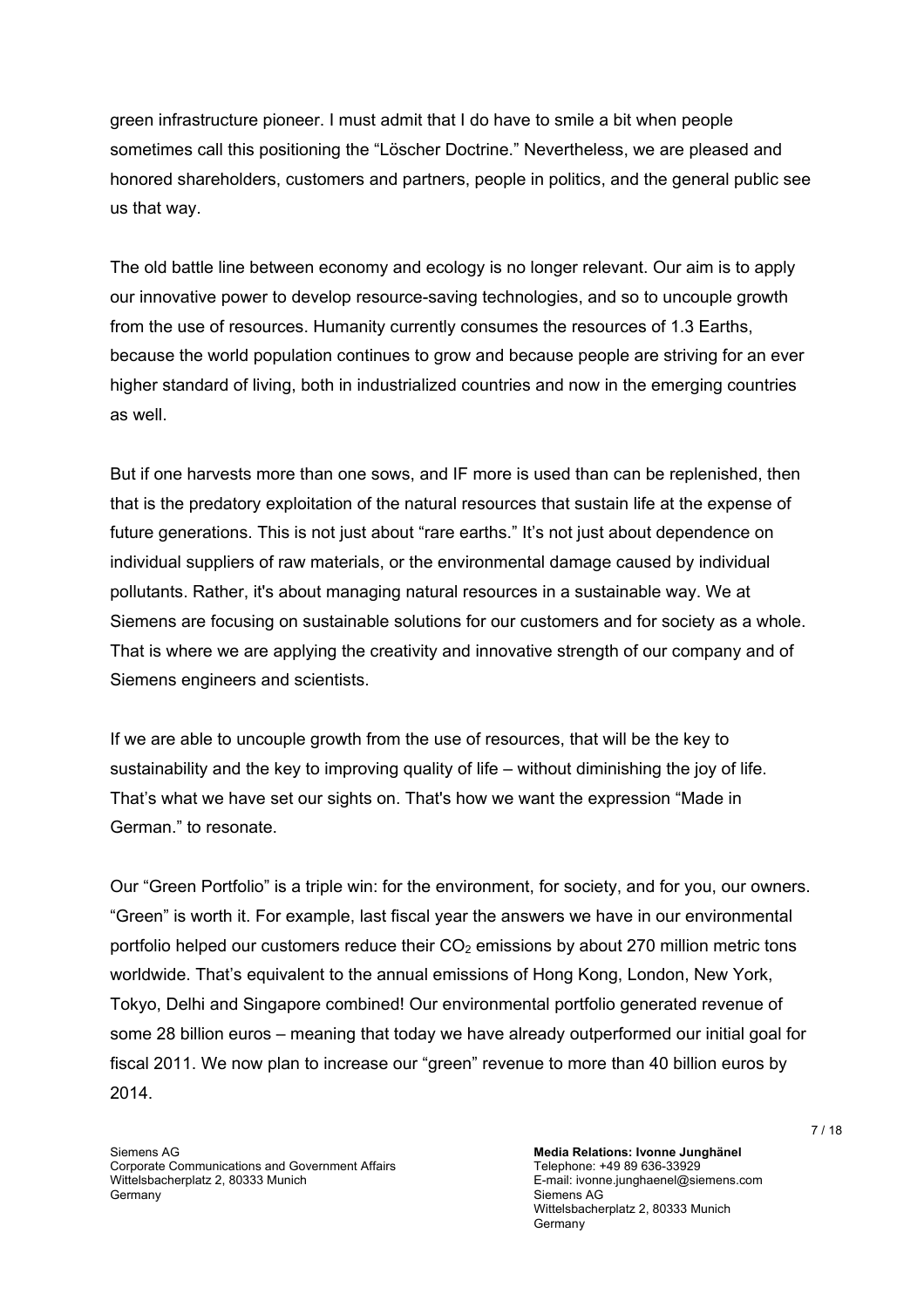green infrastructure pioneer. I must admit that I do have to smile a bit when people sometimes call this positioning the "Löscher Doctrine." Nevertheless, we are pleased and honored shareholders, customers and partners, people in politics, and the general public see us that way.

The old battle line between economy and ecology is no longer relevant. Our aim is to apply our innovative power to develop resource-saving technologies, and so to uncouple growth from the use of resources. Humanity currently consumes the resources of 1.3 Earths, because the world population continues to grow and because people are striving for an ever higher standard of living, both in industrialized countries and now in the emerging countries as well.

But if one harvests more than one sows, and IF more is used than can be replenished, then that is the predatory exploitation of the natural resources that sustain life at the expense of future generations. This is not just about "rare earths." It's not just about dependence on individual suppliers of raw materials, or the environmental damage caused by individual pollutants. Rather, it's about managing natural resources in a sustainable way. We at Siemens are focusing on sustainable solutions for our customers and for society as a whole. That is where we are applying the creativity and innovative strength of our company and of Siemens engineers and scientists.

If we are able to uncouple growth from the use of resources, that will be the key to sustainability and the key to improving quality of life – without diminishing the joy of life. That's what we have set our sights on. That's how we want the expression "Made in German." to resonate.

Our "Green Portfolio" is a triple win: for the environment, for society, and for you, our owners. "Green" is worth it. For example, last fiscal year the answers we have in our environmental portfolio helped our customers reduce their $CO_2$ emissions by about 270 million metric tons worldwide. That's equivalent to the annual emissions of Hong Kong, London, New York, Tokyo, Delhi and Singapore combined! Our environmental portfolio generated revenue of some 28 billion euros – meaning that today we have already outperformed our initial goal for fiscal 2011. We now plan to increase our "green" revenue to more than 40 billion euros by 2014.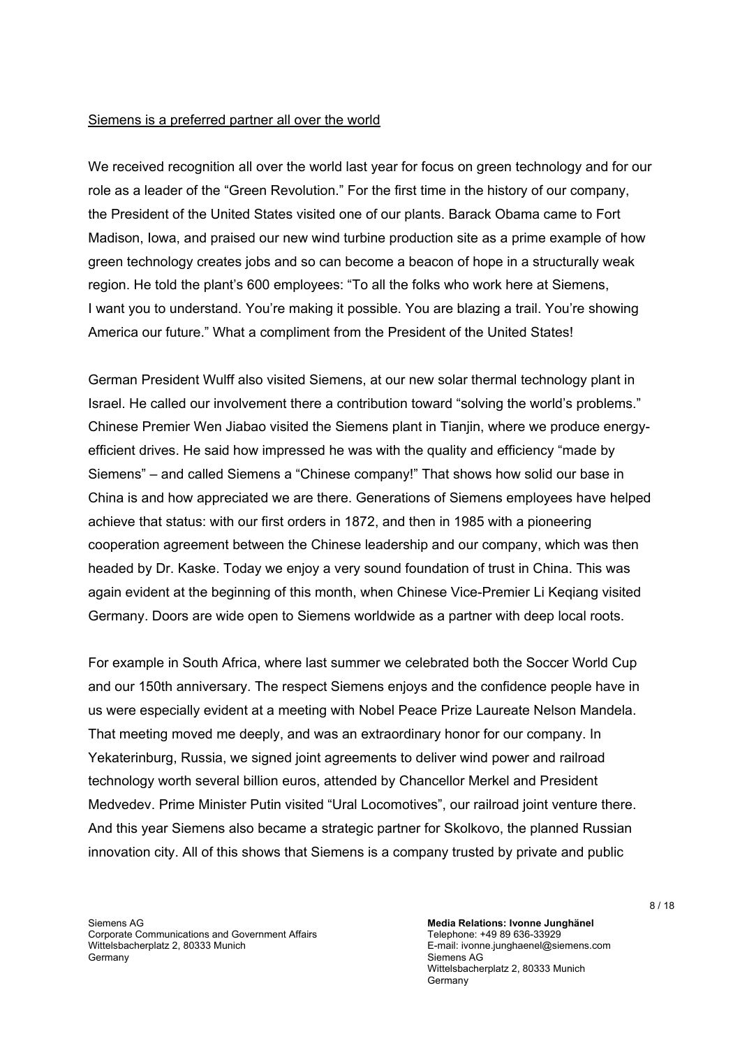<u>Siemens is a preferred partner all over the world</u>

We received recognition all over the world last year for focus on green technology and for our role as a leader of the "Green Revolution." For the first time in the history of our company, the President of the United States visited one of our plants. Barack Obama came to Fort Madison, Iowa, and praised our new wind turbine production site as a prime example of how green technology creates jobs and so can become a beacon of hope in a structurally weak region. He told the plant's 600 employees: "To all the folks who work here at Siemens, I want you to understand. You're making it possible. You are blazing a trail. You're showing America our future." What a compliment from the President of the United States!

German President Wulff also visited Siemens, at our new solar thermal technology plant in Israel. He called our involvement there a contribution toward "solving the world's problems." Chinese Premier Wen Jiabao visited the Siemens plant in Tianjin, where we produce energy-efficient drives. He said how impressed he was with the quality and efficiency "made by Siemens" – and called Siemens a "Chinese company!" That shows how solid our base in China is and how appreciated we are there. Generations of Siemens employees have helped achieve that status: with our first orders in 1872, and then in 1985 with a pioneering cooperation agreement between the Chinese leadership and our company, which was then headed by Dr. Kaske. Today we enjoy a very sound foundation of trust in China. This was again evident at the beginning of this month, when Chinese Vice-Premier Li Keqiang visited Germany. Doors are wide open to Siemens worldwide as a partner with deep local roots.

For example in South Africa, where last summer we celebrated both the Soccer World Cup and our 150th anniversary. The respect Siemens enjoys and the confidence people have in us were especially evident at a meeting with Nobel Peace Prize Laureate Nelson Mandela. That meeting moved me deeply, and was an extraordinary honor for our company. In Yekaterinburg, Russia, we signed joint agreements to deliver wind power and railroad technology worth several billion euros, attended by Chancellor Merkel and President Medvedev. Prime Minister Putin visited "Ural Locomotives", our railroad joint venture there. And this year Siemens also became a strategic partner for Skolkovo, the planned Russian innovation city. All of this shows that Siemens is a company trusted by private and public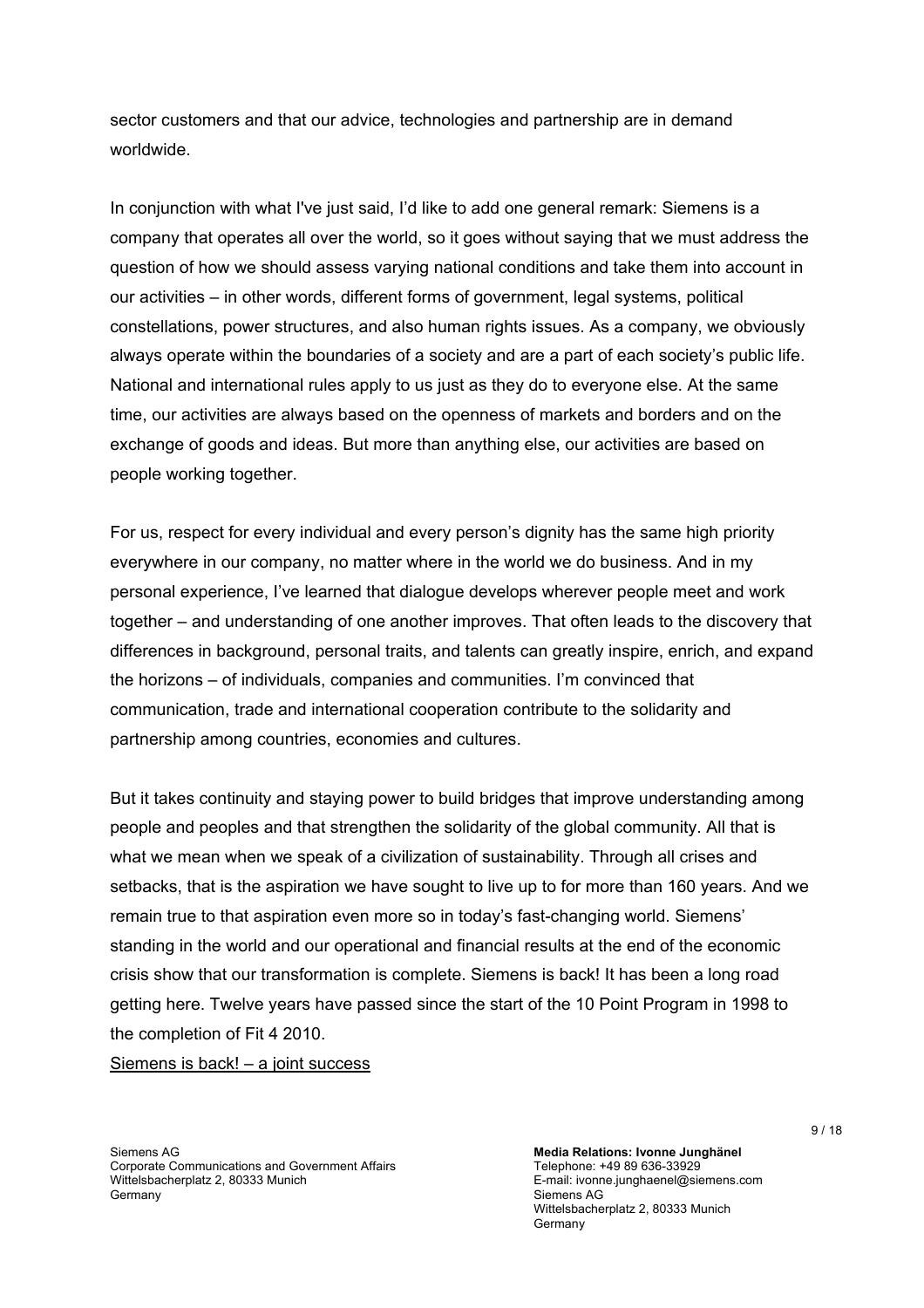sector customers and that our advice, technologies and partnership are in demand worldwide.

In conjunction with what I've just said, I'd like to add one general remark: Siemens is a company that operates all over the world, so it goes without saying that we must address the question of how we should assess varying national conditions and take them into account in our activities – in other words, different forms of government, legal systems, political constellations, power structures, and also human rights issues. As a company, we obviously always operate within the boundaries of a society and are a part of each society's public life. National and international rules apply to us just as they do to everyone else. At the same time, our activities are always based on the openness of markets and borders and on the exchange of goods and ideas. But more than anything else, our activities are based on people working together.

For us, respect for every individual and every person's dignity has the same high priority everywhere in our company, no matter where in the world we do business. And in my personal experience, I've learned that dialogue develops wherever people meet and work together – and understanding of one another improves. That often leads to the discovery that differences in background, personal traits, and talents can greatly inspire, enrich, and expand the horizons – of individuals, companies and communities. I'm convinced that communication, trade and international cooperation contribute to the solidarity and partnership among countries, economies and cultures.

But it takes continuity and staying power to build bridges that improve understanding among people and peoples and that strengthen the solidarity of the global community. All that is what we mean when we speak of a civilization of sustainability. Through all crises and setbacks, that is the aspiration we have sought to live up to for more than 160 years. And we remain true to that aspiration even more so in today's fast-changing world. Siemens' standing in the world and our operational and financial results at the end of the economic crisis show that our transformation is complete. Siemens is back! It has been a long road getting here. Twelve years have passed since the start of the 10 Point Program in 1998 to the completion of Fit 4 2010.

<u>Siemens is back! – a joint success</u>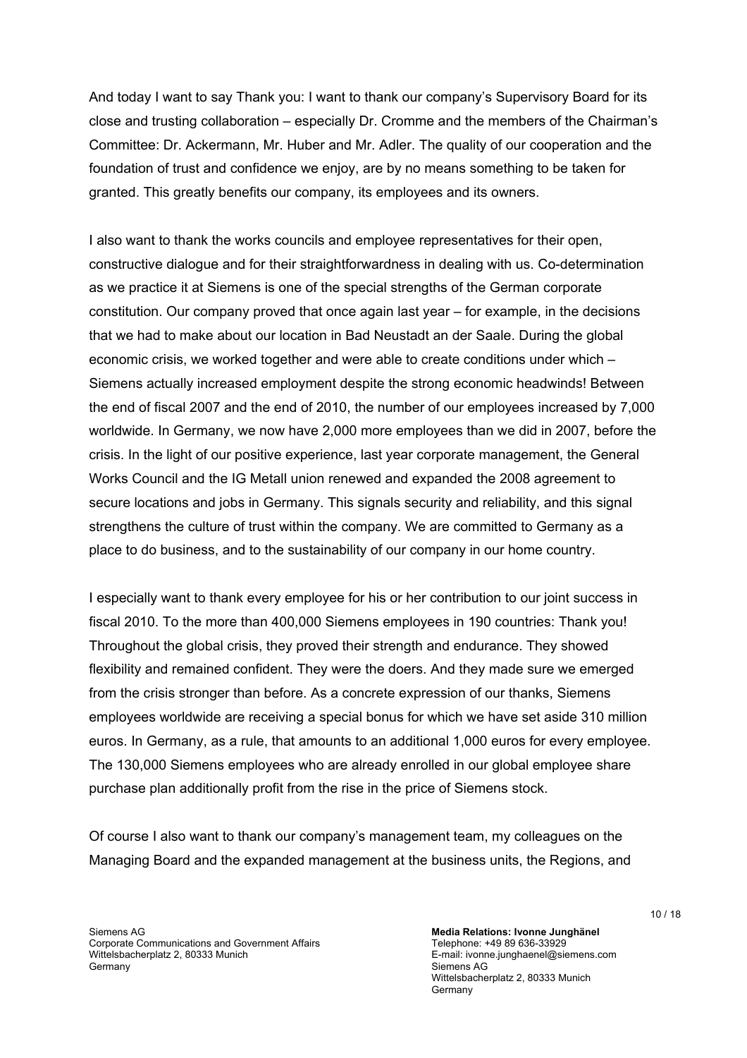And today I want to say Thank you: I want to thank our company's Supervisory Board for its close and trusting collaboration – especially Dr. Cromme and the members of the Chairman's Committee: Dr. Ackermann, Mr. Huber and Mr. Adler. The quality of our cooperation and the foundation of trust and confidence we enjoy, are by no means something to be taken for granted. This greatly benefits our company, its employees and its owners.

I also want to thank the works councils and employee representatives for their open, constructive dialogue and for their straightforwardness in dealing with us. Co-determination as we practice it at Siemens is one of the special strengths of the German corporate constitution. Our company proved that once again last year – for example, in the decisions that we had to make about our location in Bad Neustadt an der Saale. During the global economic crisis, we worked together and were able to create conditions under which – Siemens actually increased employment despite the strong economic headwinds! Between the end of fiscal 2007 and the end of 2010, the number of our employees increased by 7,000 worldwide. In Germany, we now have 2,000 more employees than we did in 2007, before the crisis. In the light of our positive experience, last year corporate management, the General Works Council and the IG Metall union renewed and expanded the 2008 agreement to secure locations and jobs in Germany. This signals security and reliability, and this signal strengthens the culture of trust within the company. We are committed to Germany as a place to do business, and to the sustainability of our company in our home country.

I especially want to thank every employee for his or her contribution to our joint success in fiscal 2010. To the more than 400,000 Siemens employees in 190 countries: Thank you! Throughout the global crisis, they proved their strength and endurance. They showed flexibility and remained confident. They were the doers. And they made sure we emerged from the crisis stronger than before. As a concrete expression of our thanks, Siemens employees worldwide are receiving a special bonus for which we have set aside 310 million euros. In Germany, as a rule, that amounts to an additional 1,000 euros for every employee. The 130,000 Siemens employees who are already enrolled in our global employee share purchase plan additionally profit from the rise in the price of Siemens stock.

Of course I also want to thank our company's management team, my colleagues on the Managing Board and the expanded management at the business units, the Regions, and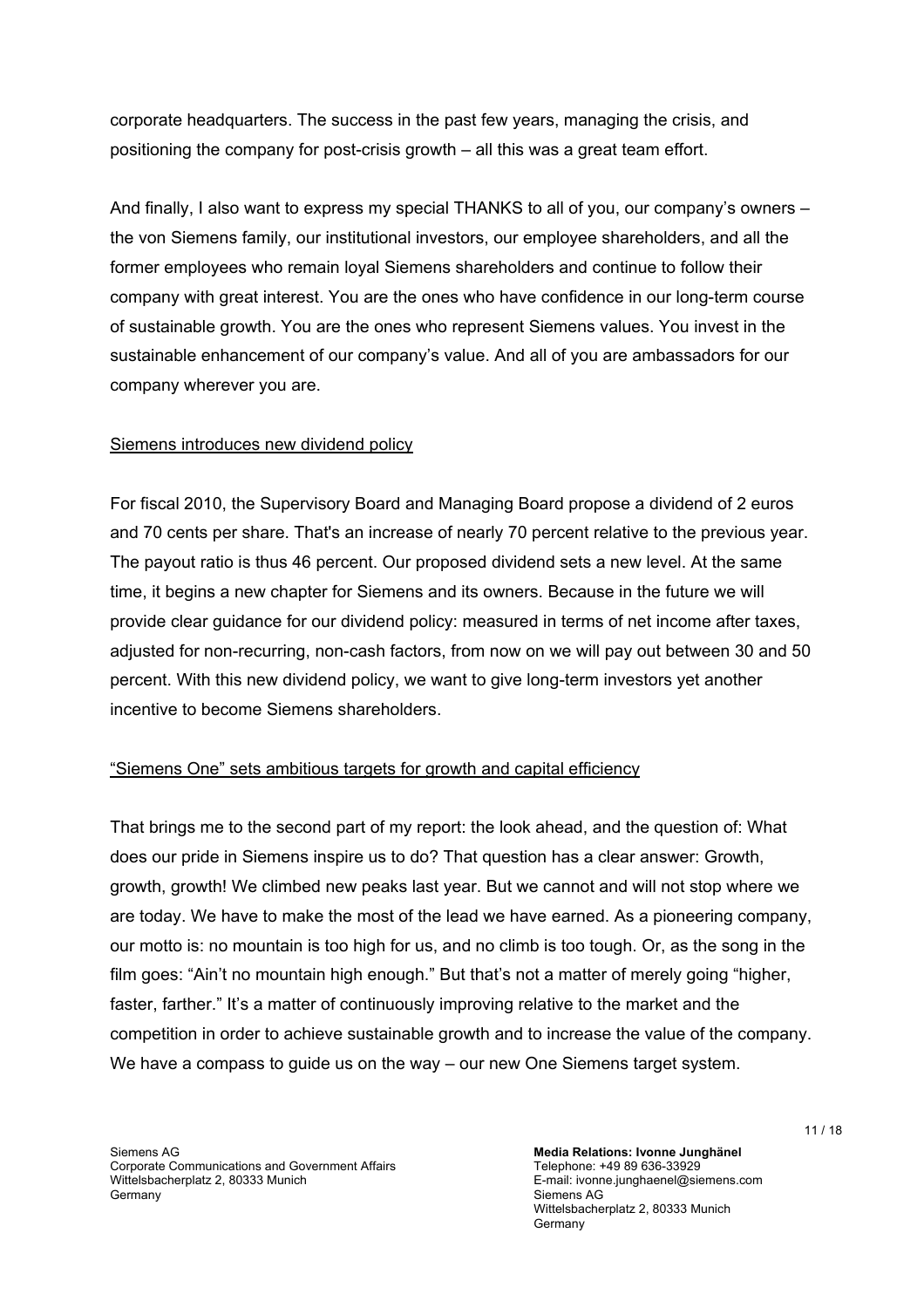corporate headquarters. The success in the past few years, managing the crisis, and positioning the company for post-crisis growth – all this was a great team effort.

And finally, I also want to express my special THANKS to all of you, our company's owners – the von Siemens family, our institutional investors, our employee shareholders, and all the former employees who remain loyal Siemens shareholders and continue to follow their company with great interest. You are the ones who have confidence in our long-term course of sustainable growth. You are the ones who represent Siemens values. You invest in the sustainable enhancement of our company's value. And all of you are ambassadors for our company wherever you are.

<u>Siemens introduces new dividend policy</u>

For fiscal 2010, the Supervisory Board and Managing Board propose a dividend of 2 euros and 70 cents per share. That's an increase of nearly 70 percent relative to the previous year. The payout ratio is thus 46 percent. Our proposed dividend sets a new level. At the same time, it begins a new chapter for Siemens and its owners. Because in the future we will provide clear guidance for our dividend policy: measured in terms of net income after taxes, adjusted for non-recurring, non-cash factors, from now on we will pay out between 30 and 50 percent. With this new dividend policy, we want to give long-term investors yet another incentive to become Siemens shareholders.

<u>"Siemens One" sets ambitious targets for growth and capital efficiency</u>

That brings me to the second part of my report: the look ahead, and the question of: What does our pride in Siemens inspire us to do? That question has a clear answer: Growth, growth, growth! We climbed new peaks last year. But we cannot and will not stop where we are today. We have to make the most of the lead we have earned. As a pioneering company, our motto is: no mountain is too high for us, and no climb is too tough. Or, as the song in the film goes: "Ain't no mountain high enough." But that's not a matter of merely going "higher, faster, farther." It's a matter of continuously improving relative to the market and the competition in order to achieve sustainable growth and to increase the value of the company. We have a compass to guide us on the way – our new One Siemens target system.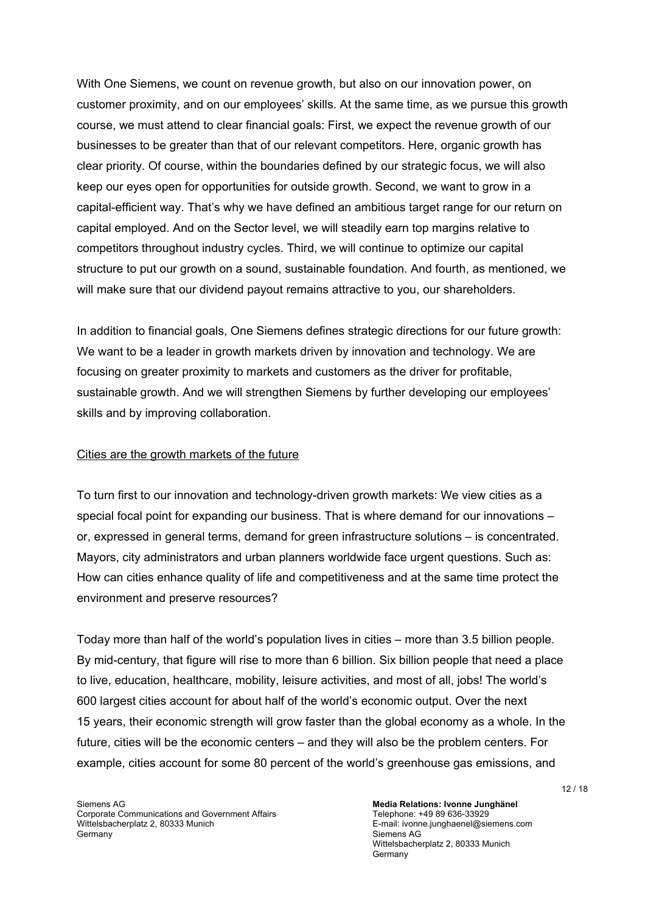With One Siemens, we count on revenue growth, but also on our innovation power, on customer proximity, and on our employees' skills. At the same time, as we pursue this growth course, we must attend to clear financial goals: First, we expect the revenue growth of our businesses to be greater than that of our relevant competitors. Here, organic growth has clear priority. Of course, within the boundaries defined by our strategic focus, we will also keep our eyes open for opportunities for outside growth. Second, we want to grow in a capital-efficient way. That's why we have defined an ambitious target range for our return on capital employed. And on the Sector level, we will steadily earn top margins relative to competitors throughout industry cycles. Third, we will continue to optimize our capital structure to put our growth on a sound, sustainable foundation. And fourth, as mentioned, we will make sure that our dividend payout remains attractive to you, our shareholders.

In addition to financial goals, One Siemens defines strategic directions for our future growth: We want to be a leader in growth markets driven by innovation and technology. We are focusing on greater proximity to markets and customers as the driver for profitable, sustainable growth. And we will strengthen Siemens by further developing our employees' skills and by improving collaboration.

## Cities are the growth markets of the future

To turn first to our innovation and technology-driven growth markets: We view cities as a special focal point for expanding our business. That is where demand for our innovations – or, expressed in general terms, demand for green infrastructure solutions – is concentrated. Mayors, city administrators and urban planners worldwide face urgent questions. Such as: How can cities enhance quality of life and competitiveness and at the same time protect the environment and preserve resources?

Today more than half of the world's population lives in cities – more than 3.5 billion people. By mid-century, that figure will rise to more than 6 billion. Six billion people that need a place to live, education, healthcare, mobility, leisure activities, and most of all, jobs! The world's 600 largest cities account for about half of the world's economic output. Over the next 15 years, their economic strength will grow faster than the global economy as a whole. In the future, cities will be the economic centers – and they will also be the problem centers. For example, cities account for some 80 percent of the world's greenhouse gas emissions, and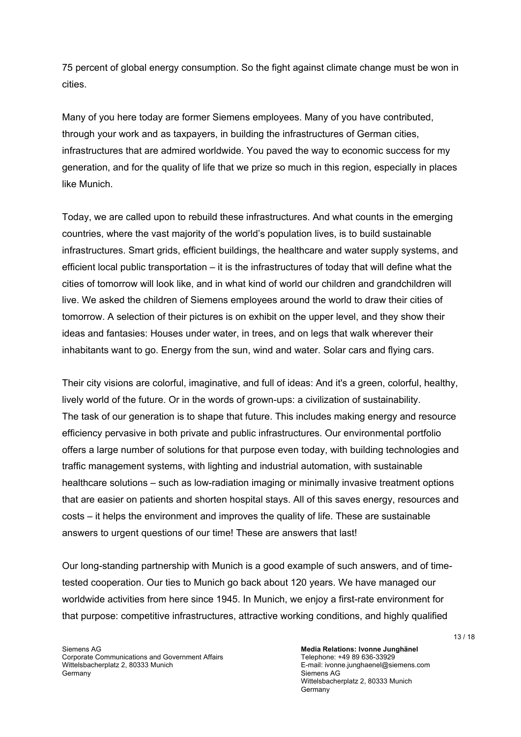75 percent of global energy consumption. So the fight against climate change must be won in cities.

Many of you here today are former Siemens employees. Many of you have contributed, through your work and as taxpayers, in building the infrastructures of German cities, infrastructures that are admired worldwide. You paved the way to economic success for my generation, and for the quality of life that we prize so much in this region, especially in places like Munich.

Today, we are called upon to rebuild these infrastructures. And what counts in the emerging countries, where the vast majority of the world's population lives, is to build sustainable infrastructures. Smart grids, efficient buildings, the healthcare and water supply systems, and efficient local public transportation – it is the infrastructures of today that will define what the cities of tomorrow will look like, and in what kind of world our children and grandchildren will live. We asked the children of Siemens employees around the world to draw their cities of tomorrow. A selection of their pictures is on exhibit on the upper level, and they show their ideas and fantasies: Houses under water, in trees, and on legs that walk wherever their inhabitants want to go. Energy from the sun, wind and water. Solar cars and flying cars.

Their city visions are colorful, imaginative, and full of ideas: And it's a green, colorful, healthy, lively world of the future. Or in the words of grown-ups: a civilization of sustainability.
The task of our generation is to shape that future. This includes making energy and resource efficiency pervasive in both private and public infrastructures. Our environmental portfolio offers a large number of solutions for that purpose even today, with building technologies and traffic management systems, with lighting and industrial automation, with sustainable healthcare solutions – such as low-radiation imaging or minimally invasive treatment options that are easier on patients and shorten hospital stays. All of this saves energy, resources and costs – it helps the environment and improves the quality of life. These are sustainable answers to urgent questions of our time! These are answers that last!

Our long-standing partnership with Munich is a good example of such answers, and of time-tested cooperation. Our ties to Munich go back about 120 years. We have managed our worldwide activities from here since 1945. In Munich, we enjoy a first-rate environment for that purpose: competitive infrastructures, attractive working conditions, and highly qualified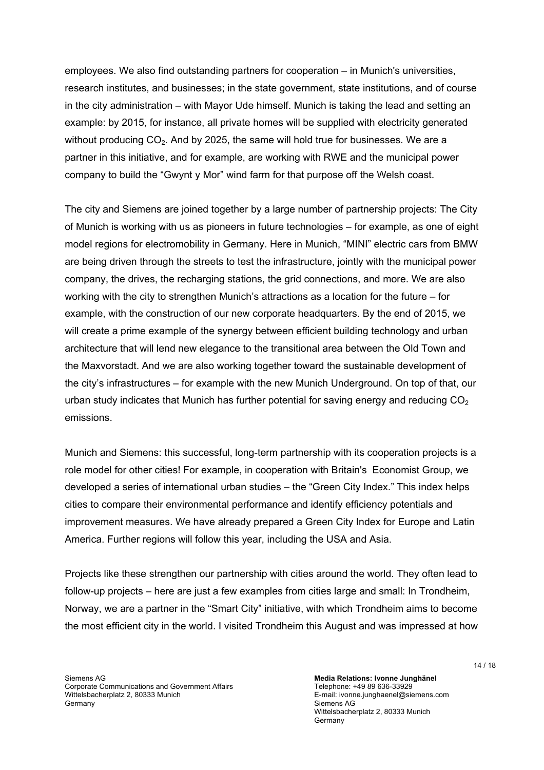employees. We also find outstanding partners for cooperation – in Munich's universities, research institutes, and businesses; in the state government, state institutions, and of course in the city administration – with Mayor Ude himself. Munich is taking the lead and setting an example: by 2015, for instance, all private homes will be supplied with electricity generated without producing $CO_2$. And by 2025, the same will hold true for businesses. We are a partner in this initiative, and for example, are working with RWE and the municipal power company to build the "Gwynt y Mor" wind farm for that purpose off the Welsh coast.

The city and Siemens are joined together by a large number of partnership projects: The City of Munich is working with us as pioneers in future technologies – for example, as one of eight model regions for electromobility in Germany. Here in Munich, "MINI" electric cars from BMW are being driven through the streets to test the infrastructure, jointly with the municipal power company, the drives, the recharging stations, the grid connections, and more. We are also working with the city to strengthen Munich's attractions as a location for the future – for example, with the construction of our new corporate headquarters. By the end of 2015, we will create a prime example of the synergy between efficient building technology and urban architecture that will lend new elegance to the transitional area between the Old Town and the Maxvorstadt. And we are also working together toward the sustainable development of the city's infrastructures – for example with the new Munich Underground. On top of that, our urban study indicates that Munich has further potential for saving energy and reducing $CO_2$ emissions.

Munich and Siemens: this successful, long-term partnership with its cooperation projects is a role model for other cities! For example, in cooperation with Britain's Economist Group, we developed a series of international urban studies – the "Green City Index." This index helps cities to compare their environmental performance and identify efficiency potentials and improvement measures. We have already prepared a Green City Index for Europe and Latin America. Further regions will follow this year, including the USA and Asia.

Projects like these strengthen our partnership with cities around the world. They often lead to follow-up projects – here are just a few examples from cities large and small: In Trondheim, Norway, we are a partner in the "Smart City" initiative, with which Trondheim aims to become the most efficient city in the world. I visited Trondheim this August and was impressed at how

Siemens AG
Corporate Communications and Government Affairs
Wittelsbacherplatz 2, 80333 Munich
Germany

**Media Relations: Ivonne Junghänel**
Telephone: +49 89 636-33929
E-mail: ivonne.junghaenel@siemens.com
Siemens AG
Wittelsbacherplatz 2, 80333 Munich
Germany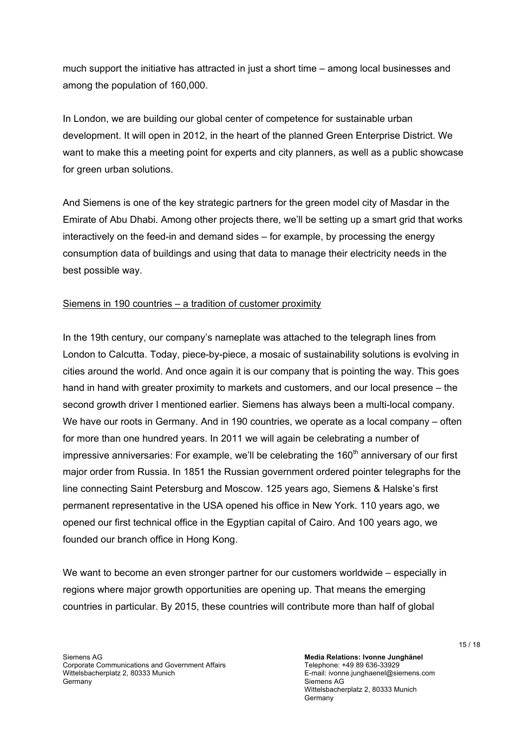much support the initiative has attracted in just a short time – among local businesses and among the population of 160,000.

In London, we are building our global center of competence for sustainable urban development. It will open in 2012, in the heart of the planned Green Enterprise District. We want to make this a meeting point for experts and city planners, as well as a public showcase for green urban solutions.

And Siemens is one of the key strategic partners for the green model city of Masdar in the Emirate of Abu Dhabi. Among other projects there, we'll be setting up a smart grid that works interactively on the feed-in and demand sides – for example, by processing the energy consumption data of buildings and using that data to manage their electricity needs in the best possible way.

## Siemens in 190 countries – a tradition of customer proximity

In the 19th century, our company's nameplate was attached to the telegraph lines from London to Calcutta. Today, piece-by-piece, a mosaic of sustainability solutions is evolving in cities around the world. And once again it is our company that is pointing the way. This goes hand in hand with greater proximity to markets and customers, and our local presence – the second growth driver I mentioned earlier. Siemens has always been a multi-local company. We have our roots in Germany. And in 190 countries, we operate as a local company – often for more than one hundred years. In 2011 we will again be celebrating a number of impressive anniversaries: For example, we'll be celebrating the 160th anniversary of our first major order from Russia. In 1851 the Russian government ordered pointer telegraphs for the line connecting Saint Petersburg and Moscow. 125 years ago, Siemens & Halske's first permanent representative in the USA opened his office in New York. 110 years ago, we opened our first technical office in the Egyptian capital of Cairo. And 100 years ago, we founded our branch office in Hong Kong.

We want to become an even stronger partner for our customers worldwide – especially in regions where major growth opportunities are opening up. That means the emerging countries in particular. By 2015, these countries will contribute more than half of global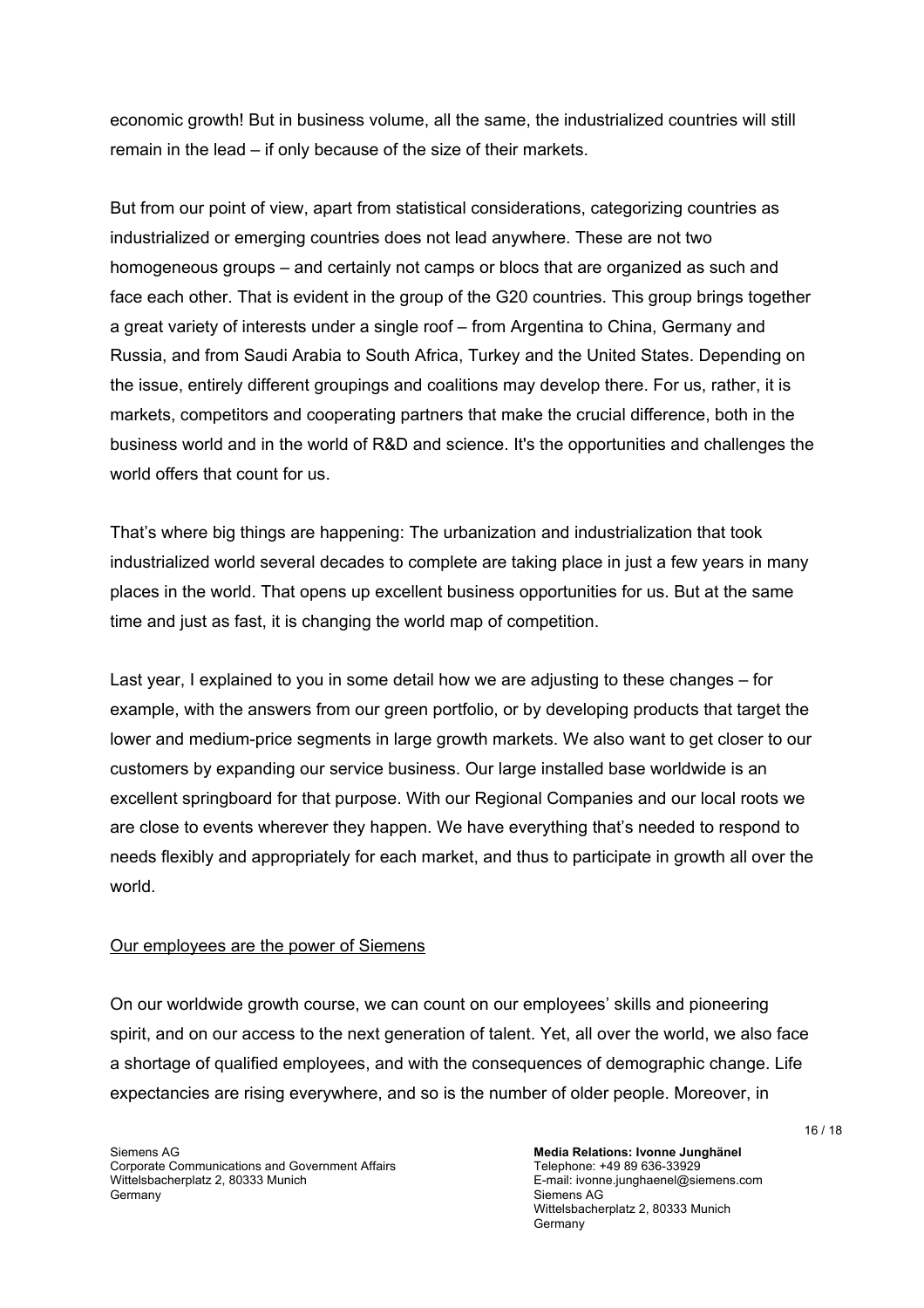economic growth! But in business volume, all the same, the industrialized countries will still remain in the lead – if only because of the size of their markets.

But from our point of view, apart from statistical considerations, categorizing countries as industrialized or emerging countries does not lead anywhere. These are not two homogeneous groups – and certainly not camps or blocs that are organized as such and face each other. That is evident in the group of the G20 countries. This group brings together a great variety of interests under a single roof – from Argentina to China, Germany and Russia, and from Saudi Arabia to South Africa, Turkey and the United States. Depending on the issue, entirely different groupings and coalitions may develop there. For us, rather, it is markets, competitors and cooperating partners that make the crucial difference, both in the business world and in the world of R&D and science. It's the opportunities and challenges the world offers that count for us.

That's where big things are happening: The urbanization and industrialization that took industrialized world several decades to complete are taking place in just a few years in many places in the world. That opens up excellent business opportunities for us. But at the same time and just as fast, it is changing the world map of competition.

Last year, I explained to you in some detail how we are adjusting to these changes – for example, with the answers from our green portfolio, or by developing products that target the lower and medium-price segments in large growth markets. We also want to get closer to our customers by expanding our service business. Our large installed base worldwide is an excellent springboard for that purpose. With our Regional Companies and our local roots we are close to events wherever they happen. We have everything that's needed to respond to needs flexibly and appropriately for each market, and thus to participate in growth all over the world.

<u>Our employees are the power of Siemens</u>

On our worldwide growth course, we can count on our employees' skills and pioneering spirit, and on our access to the next generation of talent. Yet, all over the world, we also face a shortage of qualified employees, and with the consequences of demographic change. Life expectancies are rising everywhere, and so is the number of older people. Moreover, in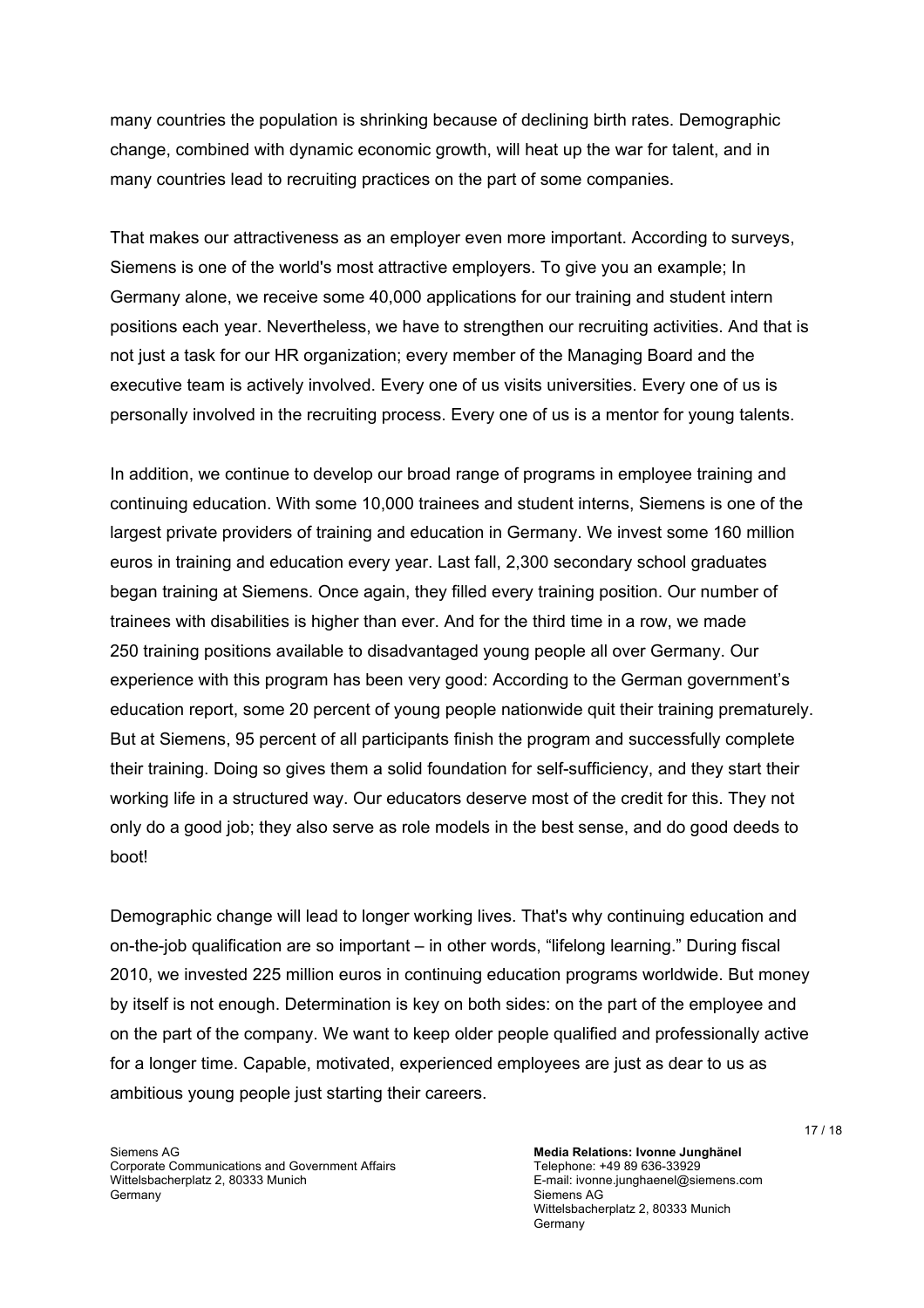many countries the population is shrinking because of declining birth rates. Demographic change, combined with dynamic economic growth, will heat up the war for talent, and in many countries lead to recruiting practices on the part of some companies.

That makes our attractiveness as an employer even more important. According to surveys, Siemens is one of the world's most attractive employers. To give you an example; In Germany alone, we receive some 40,000 applications for our training and student intern positions each year. Nevertheless, we have to strengthen our recruiting activities. And that is not just a task for our HR organization; every member of the Managing Board and the executive team is actively involved. Every one of us visits universities. Every one of us is personally involved in the recruiting process. Every one of us is a mentor for young talents.

In addition, we continue to develop our broad range of programs in employee training and continuing education. With some 10,000 trainees and student interns, Siemens is one of the largest private providers of training and education in Germany. We invest some 160 million euros in training and education every year. Last fall, 2,300 secondary school graduates began training at Siemens. Once again, they filled every training position. Our number of trainees with disabilities is higher than ever. And for the third time in a row, we made 250 training positions available to disadvantaged young people all over Germany. Our experience with this program has been very good: According to the German government's education report, some 20 percent of young people nationwide quit their training prematurely. But at Siemens, 95 percent of all participants finish the program and successfully complete their training. Doing so gives them a solid foundation for self-sufficiency, and they start their working life in a structured way. Our educators deserve most of the credit for this. They not only do a good job; they also serve as role models in the best sense, and do good deeds to boot!

Demographic change will lead to longer working lives. That's why continuing education and on-the-job qualification are so important – in other words, "lifelong learning." During fiscal 2010, we invested 225 million euros in continuing education programs worldwide. But money by itself is not enough. Determination is key on both sides: on the part of the employee and on the part of the company. We want to keep older people qualified and professionally active for a longer time. Capable, motivated, experienced employees are just as dear to us as ambitious young people just starting their careers.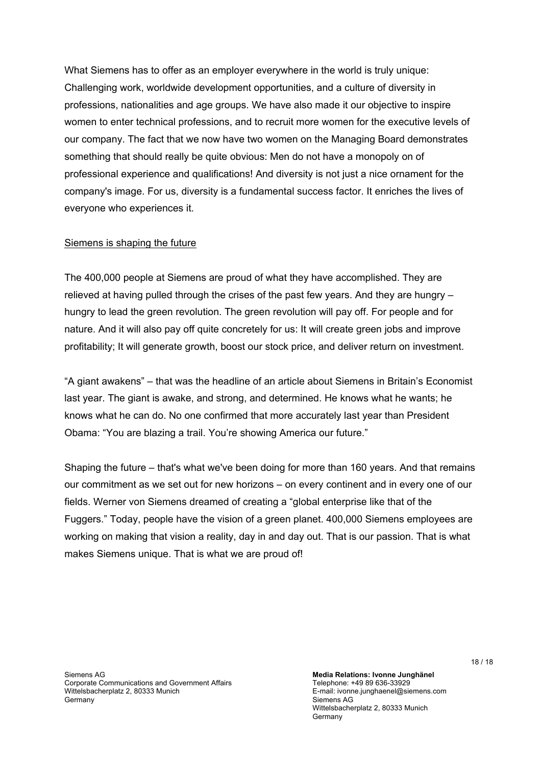What Siemens has to offer as an employer everywhere in the world is truly unique: Challenging work, worldwide development opportunities, and a culture of diversity in professions, nationalities and age groups. We have also made it our objective to inspire women to enter technical professions, and to recruit more women for the executive levels of our company. The fact that we now have two women on the Managing Board demonstrates something that should really be quite obvious: Men do not have a monopoly on of professional experience and qualifications! And diversity is not just a nice ornament for the company's image. For us, diversity is a fundamental success factor. It enriches the lives of everyone who experiences it.

<u>Siemens is shaping the future</u>

The 400,000 people at Siemens are proud of what they have accomplished. They are relieved at having pulled through the crises of the past few years. And they are hungry – hungry to lead the green revolution. The green revolution will pay off. For people and for nature. And it will also pay off quite concretely for us: It will create green jobs and improve profitability; It will generate growth, boost our stock price, and deliver return on investment.

“A giant awakens” – that was the headline of an article about Siemens in Britain’s Economist last year. The giant is awake, and strong, and determined. He knows what he wants; he knows what he can do. No one confirmed that more accurately last year than President Obama: “You are blazing a trail. You’re showing America our future.”

Shaping the future – that's what we've been doing for more than 160 years. And that remains our commitment as we set out for new horizons – on every continent and in every one of our fields. Werner von Siemens dreamed of creating a “global enterprise like that of the Fuggers.” Today, people have the vision of a green planet. 400,000 Siemens employees are working on making that vision a reality, day in and day out. That is our passion. That is what makes Siemens unique. That is what we are proud of!

Siemens AG
Corporate Communications and Government Affairs
Wittelsbacherplatz 2, 80333 Munich
Germany

**Media Relations: Ivonne Junghänel**
Telephone: +49 89 636-33929
E-mail: ivonne.junghaenel@siemens.com
Siemens AG
Wittelsbacherplatz 2, 80333 Munich
Germany